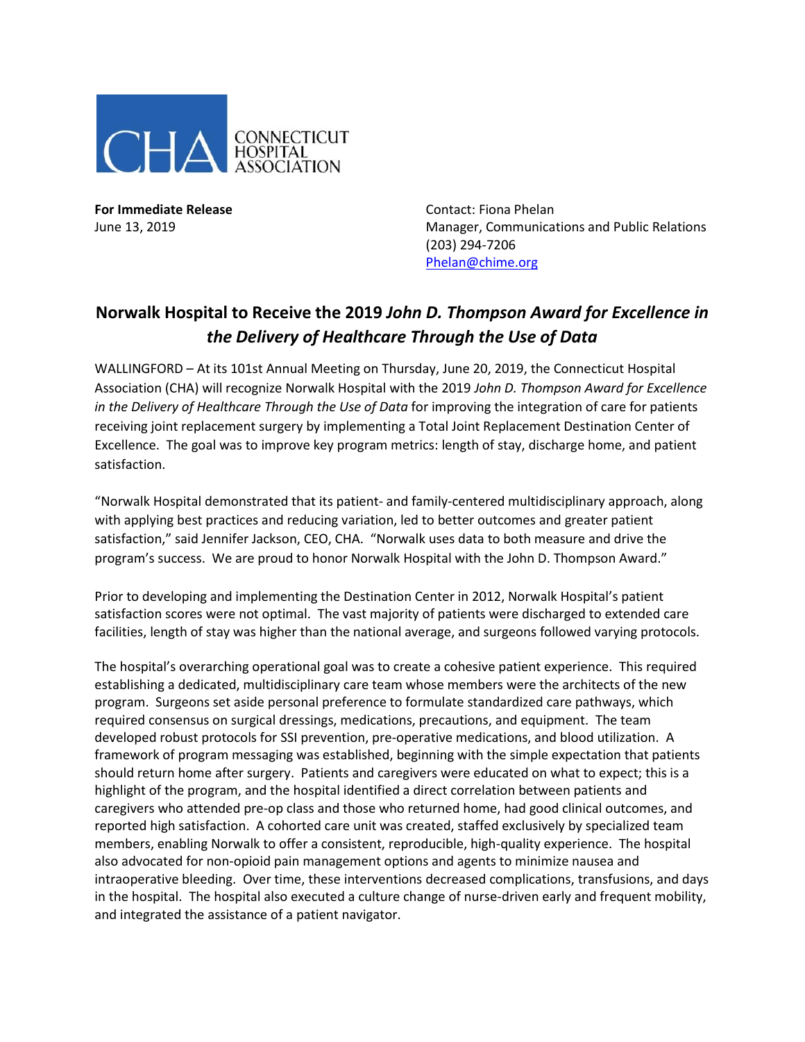CONNECTICUT HOSPITAL ASSOCIATION

**For Immediate Release**
June 13, 2019

Contact: Fiona Phelan
Manager, Communications and Public Relations
(203) 294-7206
Phelan@chime.org

# Norwalk Hospital to Receive the 2019 *John D. Thompson Award for Excellence in the Delivery of Healthcare Through the Use of Data*

WALLINGFORD – At its 101st Annual Meeting on Thursday, June 20, 2019, the Connecticut Hospital Association (CHA) will recognize Norwalk Hospital with the 2019 *John D. Thompson Award for Excellence in the Delivery of Healthcare Through the Use of Data* for improving the integration of care for patients receiving joint replacement surgery by implementing a Total Joint Replacement Destination Center of Excellence. The goal was to improve key program metrics: length of stay, discharge home, and patient satisfaction.

"Norwalk Hospital demonstrated that its patient- and family-centered multidisciplinary approach, along with applying best practices and reducing variation, led to better outcomes and greater patient satisfaction," said Jennifer Jackson, CEO, CHA. "Norwalk uses data to both measure and drive the program's success. We are proud to honor Norwalk Hospital with the John D. Thompson Award."

Prior to developing and implementing the Destination Center in 2012, Norwalk Hospital's patient satisfaction scores were not optimal. The vast majority of patients were discharged to extended care facilities, length of stay was higher than the national average, and surgeons followed varying protocols.

The hospital's overarching operational goal was to create a cohesive patient experience. This required establishing a dedicated, multidisciplinary care team whose members were the architects of the new program. Surgeons set aside personal preference to formulate standardized care pathways, which required consensus on surgical dressings, medications, precautions, and equipment. The team developed robust protocols for SSI prevention, pre-operative medications, and blood utilization. A framework of program messaging was established, beginning with the simple expectation that patients should return home after surgery. Patients and caregivers were educated on what to expect; this is a highlight of the program, and the hospital identified a direct correlation between patients and caregivers who attended pre-op class and those who returned home, had good clinical outcomes, and reported high satisfaction. A cohorted care unit was created, staffed exclusively by specialized team members, enabling Norwalk to offer a consistent, reproducible, high-quality experience. The hospital also advocated for non-opioid pain management options and agents to minimize nausea and intraoperative bleeding. Over time, these interventions decreased complications, transfusions, and days in the hospital. The hospital also executed a culture change of nurse-driven early and frequent mobility, and integrated the assistance of a patient navigator.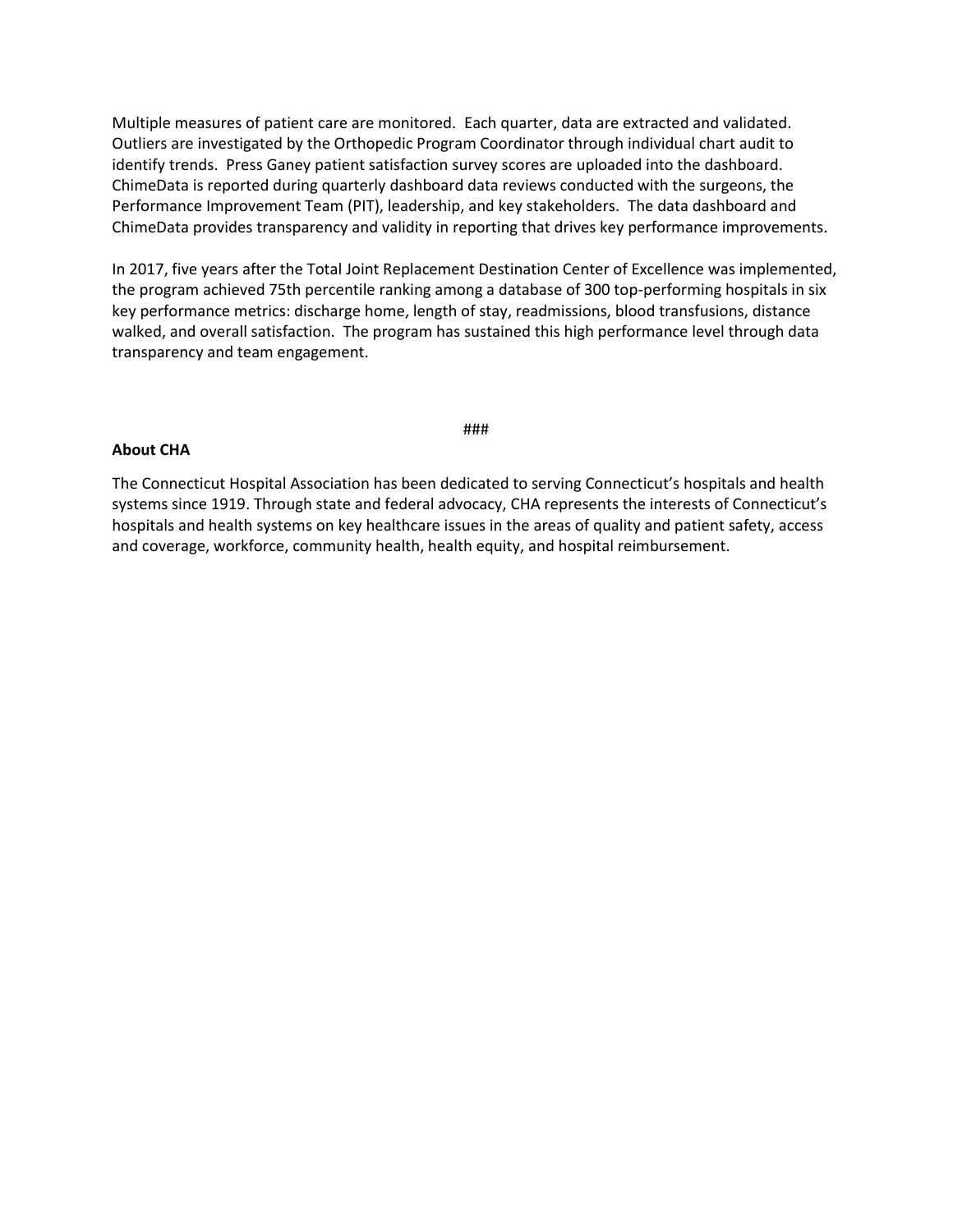Multiple measures of patient care are monitored. Each quarter, data are extracted and validated. Outliers are investigated by the Orthopedic Program Coordinator through individual chart audit to identify trends. Press Ganey patient satisfaction survey scores are uploaded into the dashboard. ChimeData is reported during quarterly dashboard data reviews conducted with the surgeons, the Performance Improvement Team (PIT), leadership, and key stakeholders. The data dashboard and ChimeData provides transparency and validity in reporting that drives key performance improvements.

In 2017, five years after the Total Joint Replacement Destination Center of Excellence was implemented, the program achieved 75th percentile ranking among a database of 300 top-performing hospitals in six key performance metrics: discharge home, length of stay, readmissions, blood transfusions, distance walked, and overall satisfaction. The program has sustained this high performance level through data transparency and team engagement.

###

**About CHA**

The Connecticut Hospital Association has been dedicated to serving Connecticut's hospitals and health systems since 1919. Through state and federal advocacy, CHA represents the interests of Connecticut's hospitals and health systems on key healthcare issues in the areas of quality and patient safety, access and coverage, workforce, community health, health equity, and hospital reimbursement.